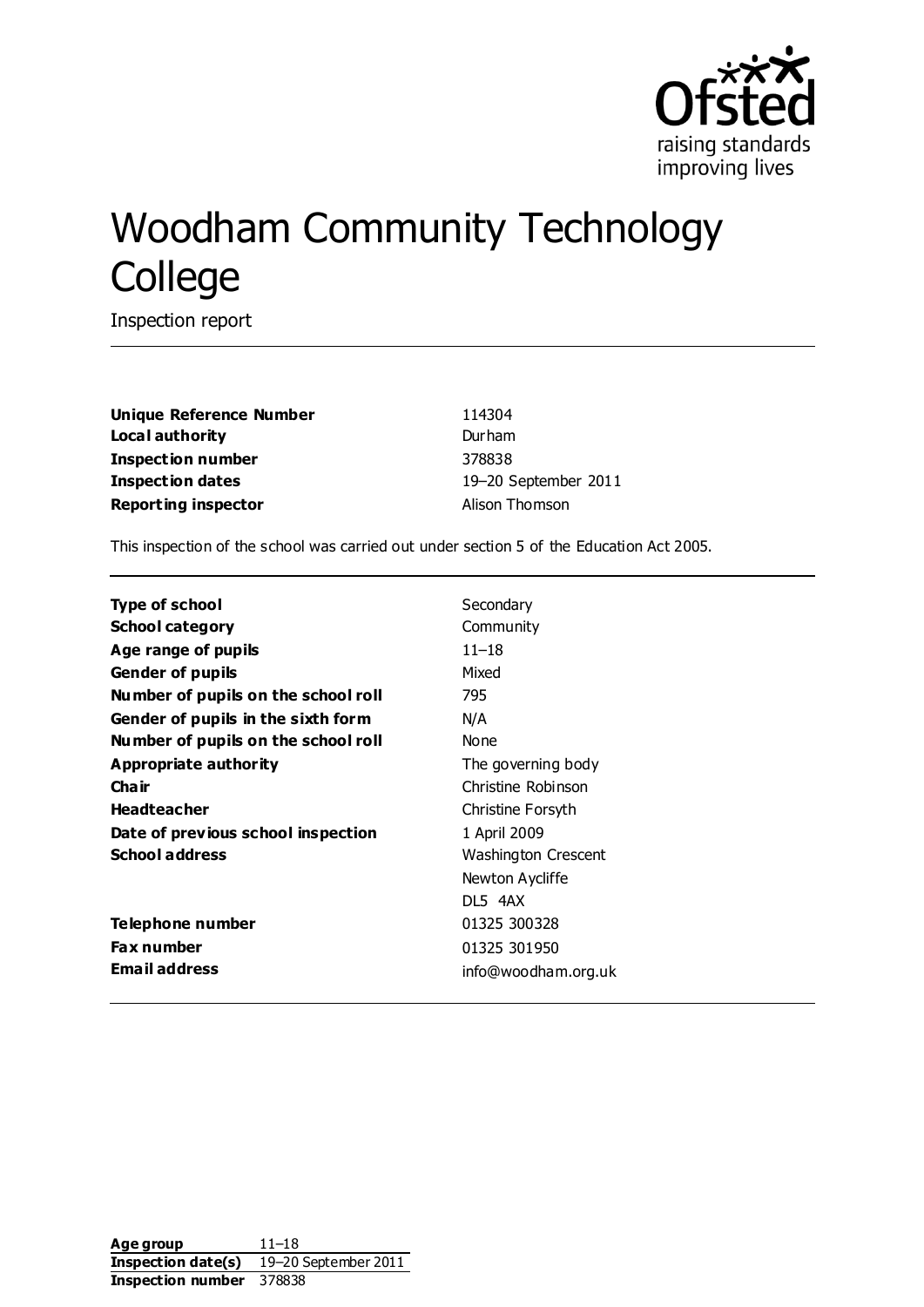raising standards improving lives

# Woodham Community Technology College

Inspection report

| | |
|---|---|
| **Unique Reference Number** | 114304 |
| **Local authority** | Durham |
| **Inspection number** | 378838 |
| **Inspection dates** | 19–20 September 2011 |
| **Reporting inspector** | Alison Thomson |

This inspection of the school was carried out under section 5 of the Education Act 2005.

| | |
|---|---|
| **Type of school** | Secondary |
| **School category** | Community |
| **Age range of pupils** | 11–18 |
| **Gender of pupils** | Mixed |
| **Number of pupils on the school roll** | 795 |
| **Gender of pupils in the sixth form** | N/A |
| **Number of pupils on the school roll** | None |
| **Appropriate authority** | The governing body |
| **Chair** | Christine Robinson |
| **Headteacher** | Christine Forsyth |
| **Date of previous school inspection** | 1 April 2009 |
| **School address** | Washington Crescent<br>Newton Aycliffe<br>DL5 4AX |
| **Telephone number** | 01325 300328 |
| **Fax number** | 01325 301950 |
| **Email address** | info@woodham.org.uk |

| | |
|---|---|
| **Age group** | 11–18 |
| **Inspection date(s)** | 19–20 September 2011 |
| **Inspection number** | 378838 |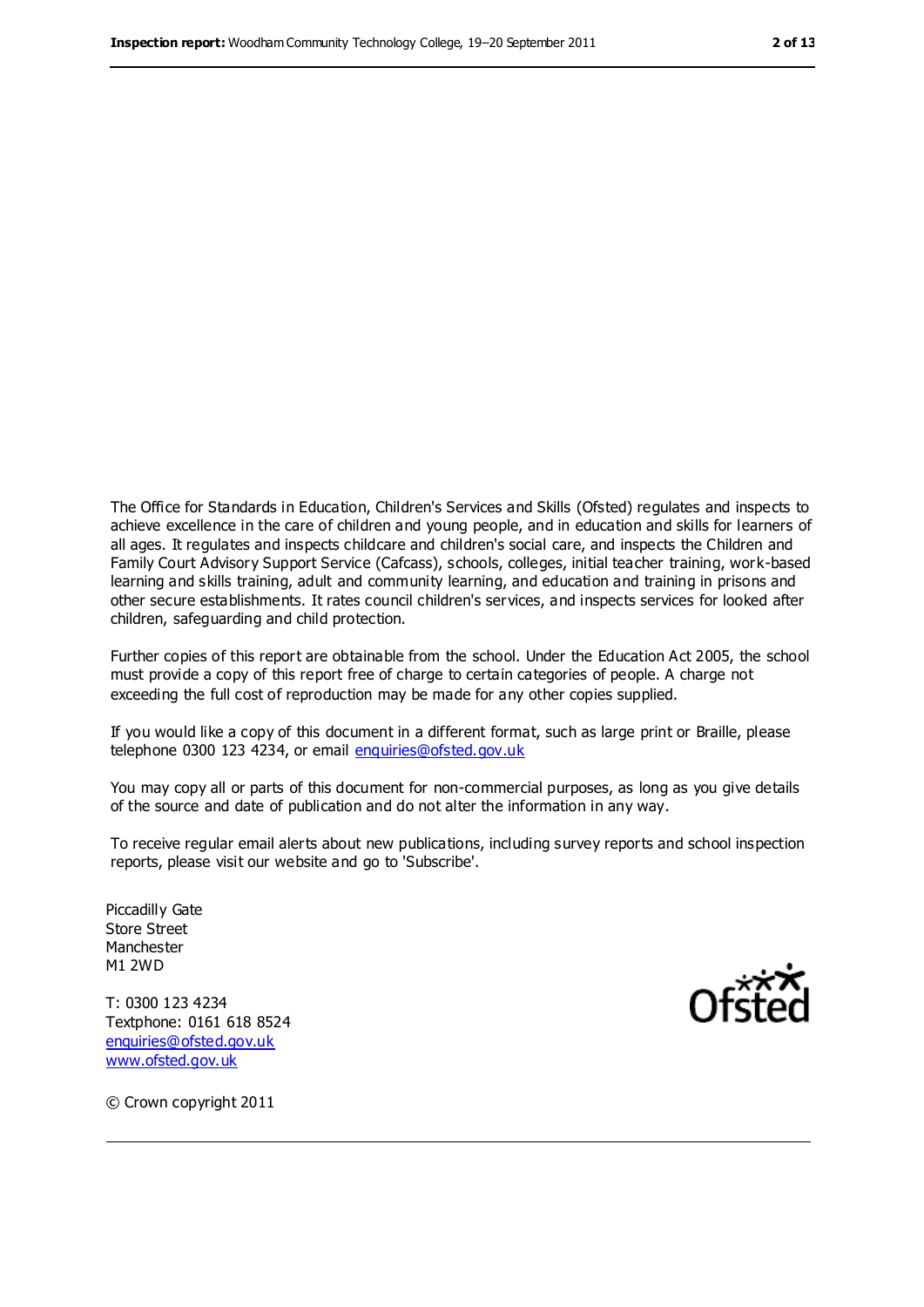The Office for Standards in Education, Children's Services and Skills (Ofsted) regulates and inspects to achieve excellence in the care of children and young people, and in education and skills for learners of all ages. It regulates and inspects childcare and children's social care, and inspects the Children and Family Court Advisory Support Service (Cafcass), schools, colleges, initial teacher training, work-based learning and skills training, adult and community learning, and education and training in prisons and other secure establishments. It rates council children's services, and inspects services for looked after children, safeguarding and child protection.

Further copies of this report are obtainable from the school. Under the Education Act 2005, the school must provide a copy of this report free of charge to certain categories of people. A charge not exceeding the full cost of reproduction may be made for any other copies supplied.

If you would like a copy of this document in a different format, such as large print or Braille, please telephone 0300 123 4234, or email enquiries@ofsted.gov.uk

You may copy all or parts of this document for non-commercial purposes, as long as you give details of the source and date of publication and do not alter the information in any way.

To receive regular email alerts about new publications, including survey reports and school inspection reports, please visit our website and go to 'Subscribe'.

Piccadilly Gate
Store Street
Manchester
M1 2WD

T: 0300 123 4234
Textphone: 0161 618 8524
enquiries@ofsted.gov.uk
www.ofsted.gov.uk

Ofsted

© Crown copyright 2011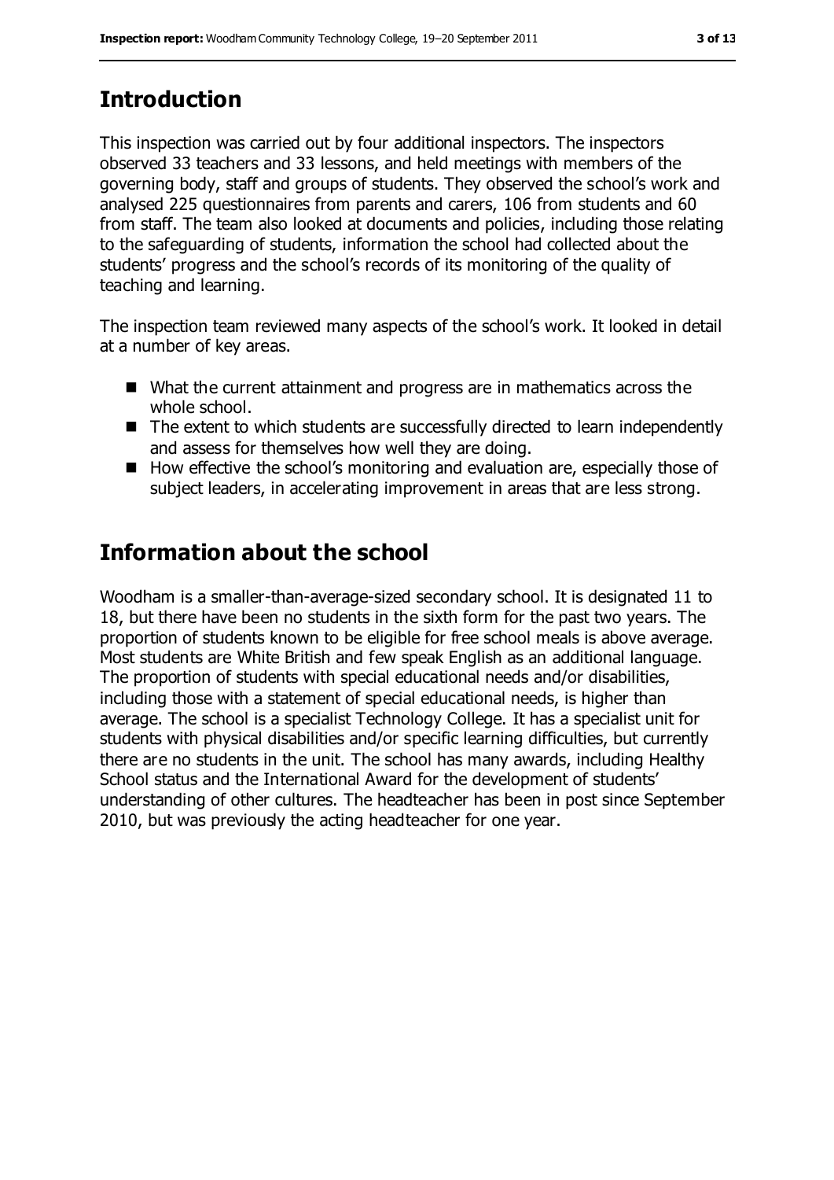## Introduction

This inspection was carried out by four additional inspectors. The inspectors observed 33 teachers and 33 lessons, and held meetings with members of the governing body, staff and groups of students. They observed the school's work and analysed 225 questionnaires from parents and carers, 106 from students and 60 from staff. The team also looked at documents and policies, including those relating to the safeguarding of students, information the school had collected about the students' progress and the school's records of its monitoring of the quality of teaching and learning.

The inspection team reviewed many aspects of the school's work. It looked in detail at a number of key areas.

- What the current attainment and progress are in mathematics across the whole school.
- The extent to which students are successfully directed to learn independently and assess for themselves how well they are doing.
- How effective the school's monitoring and evaluation are, especially those of subject leaders, in accelerating improvement in areas that are less strong.

## Information about the school

Woodham is a smaller-than-average-sized secondary school. It is designated 11 to 18, but there have been no students in the sixth form for the past two years. The proportion of students known to be eligible for free school meals is above average. Most students are White British and few speak English as an additional language. The proportion of students with special educational needs and/or disabilities, including those with a statement of special educational needs, is higher than average. The school is a specialist Technology College. It has a specialist unit for students with physical disabilities and/or specific learning difficulties, but currently there are no students in the unit. The school has many awards, including Healthy School status and the International Award for the development of students' understanding of other cultures. The headteacher has been in post since September 2010, but was previously the acting headteacher for one year.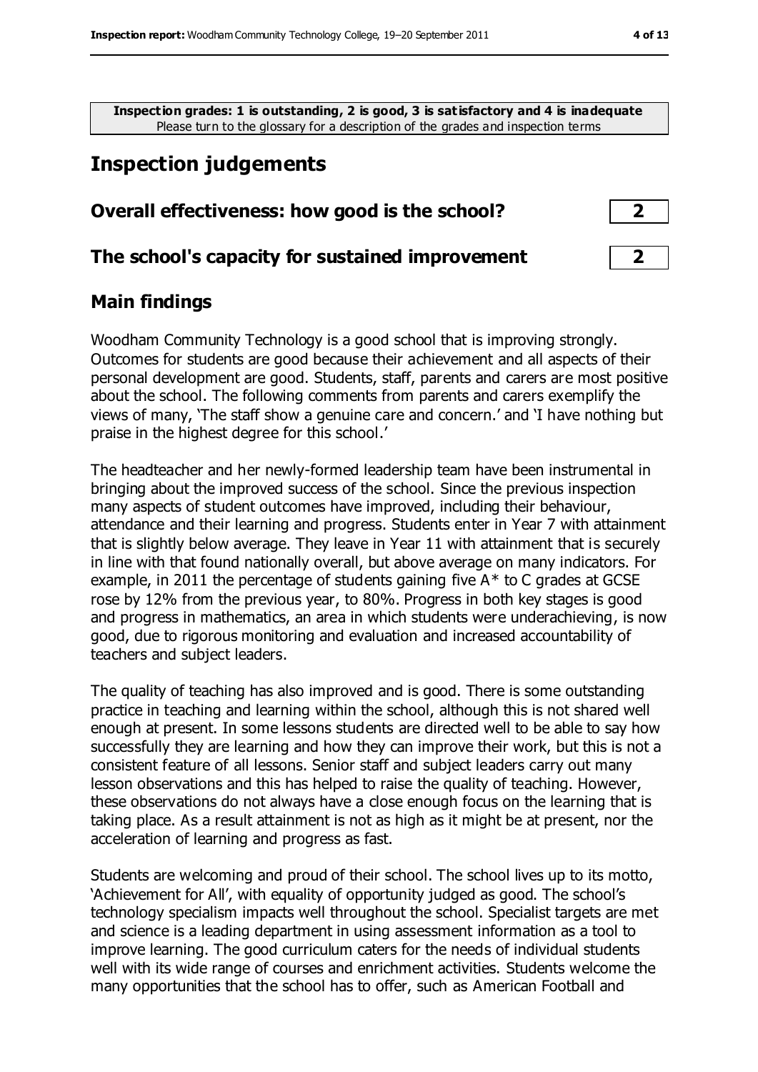**Inspection grades: 1 is outstanding, 2 is good, 3 is satisfactory and 4 is inadequate**
Please turn to the glossary for a description of the grades and inspection terms

# Inspection judgements

| | |
|---|---|
| **Overall effectiveness: how good is the school?** | **2** |
| **The school's capacity for sustained improvement** | **2** |

## Main findings

Woodham Community Technology is a good school that is improving strongly. Outcomes for students are good because their achievement and all aspects of their personal development are good. Students, staff, parents and carers are most positive about the school. The following comments from parents and carers exemplify the views of many, 'The staff show a genuine care and concern.' and 'I have nothing but praise in the highest degree for this school.'

The headteacher and her newly-formed leadership team have been instrumental in bringing about the improved success of the school. Since the previous inspection many aspects of student outcomes have improved, including their behaviour, attendance and their learning and progress. Students enter in Year 7 with attainment that is slightly below average. They leave in Year 11 with attainment that is securely in line with that found nationally overall, but above average on many indicators. For example, in 2011 the percentage of students gaining five A* to C grades at GCSE rose by 12% from the previous year, to 80%. Progress in both key stages is good and progress in mathematics, an area in which students were underachieving, is now good, due to rigorous monitoring and evaluation and increased accountability of teachers and subject leaders.

The quality of teaching has also improved and is good. There is some outstanding practice in teaching and learning within the school, although this is not shared well enough at present. In some lessons students are directed well to be able to say how successfully they are learning and how they can improve their work, but this is not a consistent feature of all lessons. Senior staff and subject leaders carry out many lesson observations and this has helped to raise the quality of teaching. However, these observations do not always have a close enough focus on the learning that is taking place. As a result attainment is not as high as it might be at present, nor the acceleration of learning and progress as fast.

Students are welcoming and proud of their school. The school lives up to its motto, 'Achievement for All', with equality of opportunity judged as good. The school's technology specialism impacts well throughout the school. Specialist targets are met and science is a leading department in using assessment information as a tool to improve learning. The good curriculum caters for the needs of individual students well with its wide range of courses and enrichment activities. Students welcome the many opportunities that the school has to offer, such as American Football and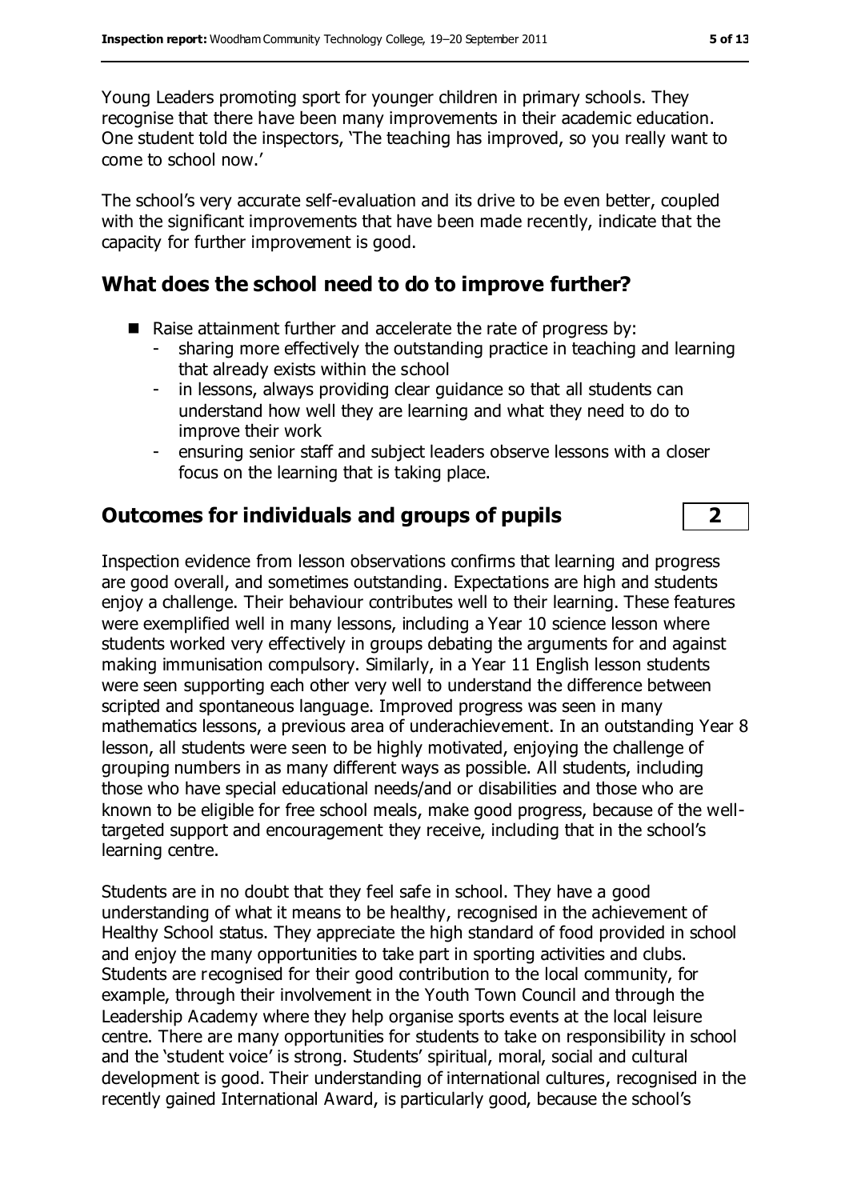Young Leaders promoting sport for younger children in primary schools. They recognise that there have been many improvements in their academic education. One student told the inspectors, 'The teaching has improved, so you really want to come to school now.'

The school's very accurate self-evaluation and its drive to be even better, coupled with the significant improvements that have been made recently, indicate that the capacity for further improvement is good.

## What does the school need to do to improve further?

- Raise attainment further and accelerate the rate of progress by:
  - sharing more effectively the outstanding practice in teaching and learning that already exists within the school
  - in lessons, always providing clear guidance so that all students can understand how well they are learning and what they need to do to improve their work
  - ensuring senior staff and subject leaders observe lessons with a closer focus on the learning that is taking place.

## Outcomes for individuals and groups of pupils — 2

Inspection evidence from lesson observations confirms that learning and progress are good overall, and sometimes outstanding. Expectations are high and students enjoy a challenge. Their behaviour contributes well to their learning. These features were exemplified well in many lessons, including a Year 10 science lesson where students worked very effectively in groups debating the arguments for and against making immunisation compulsory. Similarly, in a Year 11 English lesson students were seen supporting each other very well to understand the difference between scripted and spontaneous language. Improved progress was seen in many mathematics lessons, a previous area of underachievement. In an outstanding Year 8 lesson, all students were seen to be highly motivated, enjoying the challenge of grouping numbers in as many different ways as possible. All students, including those who have special educational needs/and or disabilities and those who are known to be eligible for free school meals, make good progress, because of the well-targeted support and encouragement they receive, including that in the school's learning centre.

Students are in no doubt that they feel safe in school. They have a good understanding of what it means to be healthy, recognised in the achievement of Healthy School status. They appreciate the high standard of food provided in school and enjoy the many opportunities to take part in sporting activities and clubs. Students are recognised for their good contribution to the local community, for example, through their involvement in the Youth Town Council and through the Leadership Academy where they help organise sports events at the local leisure centre. There are many opportunities for students to take on responsibility in school and the 'student voice' is strong. Students' spiritual, moral, social and cultural development is good. Their understanding of international cultures, recognised in the recently gained International Award, is particularly good, because the school's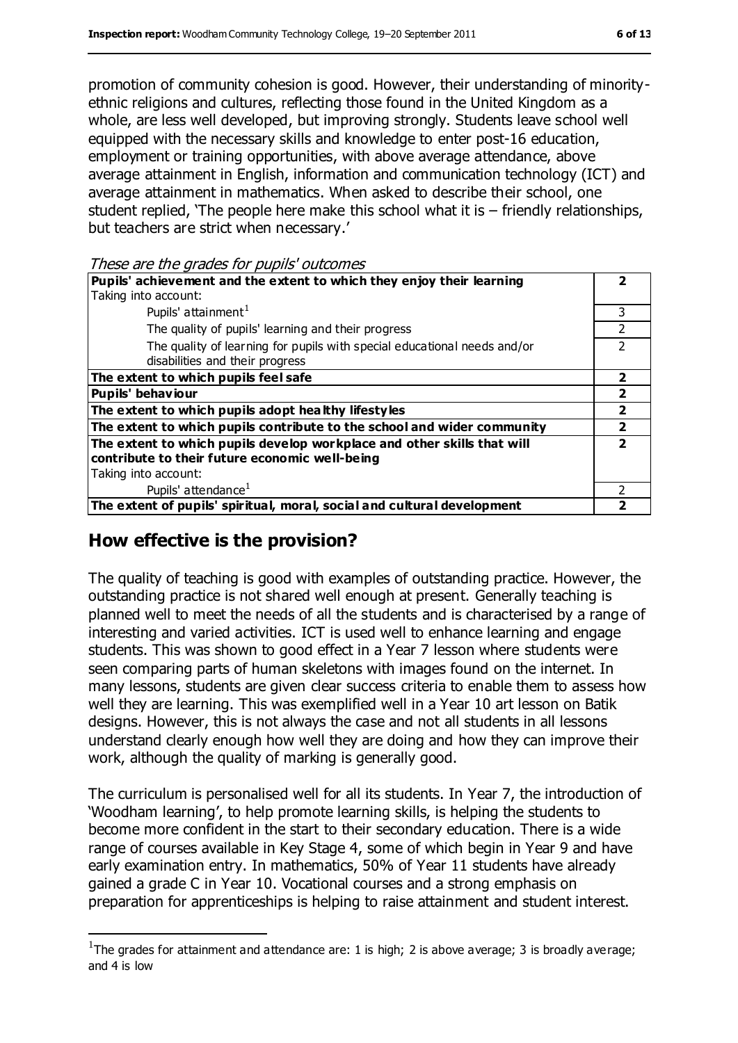promotion of community cohesion is good. However, their understanding of minority-ethnic religions and cultures, reflecting those found in the United Kingdom as a whole, are less well developed, but improving strongly. Students leave school well equipped with the necessary skills and knowledge to enter post-16 education, employment or training opportunities, with above average attendance, above average attainment in English, information and communication technology (ICT) and average attainment in mathematics. When asked to describe their school, one student replied, 'The people here make this school what it is – friendly relationships, but teachers are strict when necessary.'

*These are the grades for pupils' outcomes*

| | |
|---|---|
| **Pupils' achievement and the extent to which they enjoy their learning** | **2** |
| Taking into account: | |
| Pupils' attainment[1] | 3 |
| The quality of pupils' learning and their progress | 2 |
| The quality of learning for pupils with special educational needs and/or disabilities and their progress | 2 |
| **The extent to which pupils feel safe** | **2** |
| **Pupils' behaviour** | **2** |
| **The extent to which pupils adopt healthy lifestyles** | **2** |
| **The extent to which pupils contribute to the school and wider community** | **2** |
| **The extent to which pupils develop workplace and other skills that will contribute to their future economic well-being** | **2** |
| Taking into account: | |
| Pupils' attendance[1] | 2 |
| **The extent of pupils' spiritual, moral, social and cultural development** | **2** |

## How effective is the provision?

The quality of teaching is good with examples of outstanding practice. However, the outstanding practice is not shared well enough at present. Generally teaching is planned well to meet the needs of all the students and is characterised by a range of interesting and varied activities. ICT is used well to enhance learning and engage students. This was shown to good effect in a Year 7 lesson where students were seen comparing parts of human skeletons with images found on the internet. In many lessons, students are given clear success criteria to enable them to assess how well they are learning. This was exemplified well in a Year 10 art lesson on Batik designs. However, this is not always the case and not all students in all lessons understand clearly enough how well they are doing and how they can improve their work, although the quality of marking is generally good.

The curriculum is personalised well for all its students. In Year 7, the introduction of 'Woodham learning', to help promote learning skills, is helping the students to become more confident in the start to their secondary education. There is a wide range of courses available in Key Stage 4, some of which begin in Year 9 and have early examination entry. In mathematics, 50% of Year 11 students have already gained a grade C in Year 10. Vocational courses and a strong emphasis on preparation for apprenticeships is helping to raise attainment and student interest.

[1] The grades for attainment and attendance are: 1 is high; 2 is above average; 3 is broadly average; and 4 is low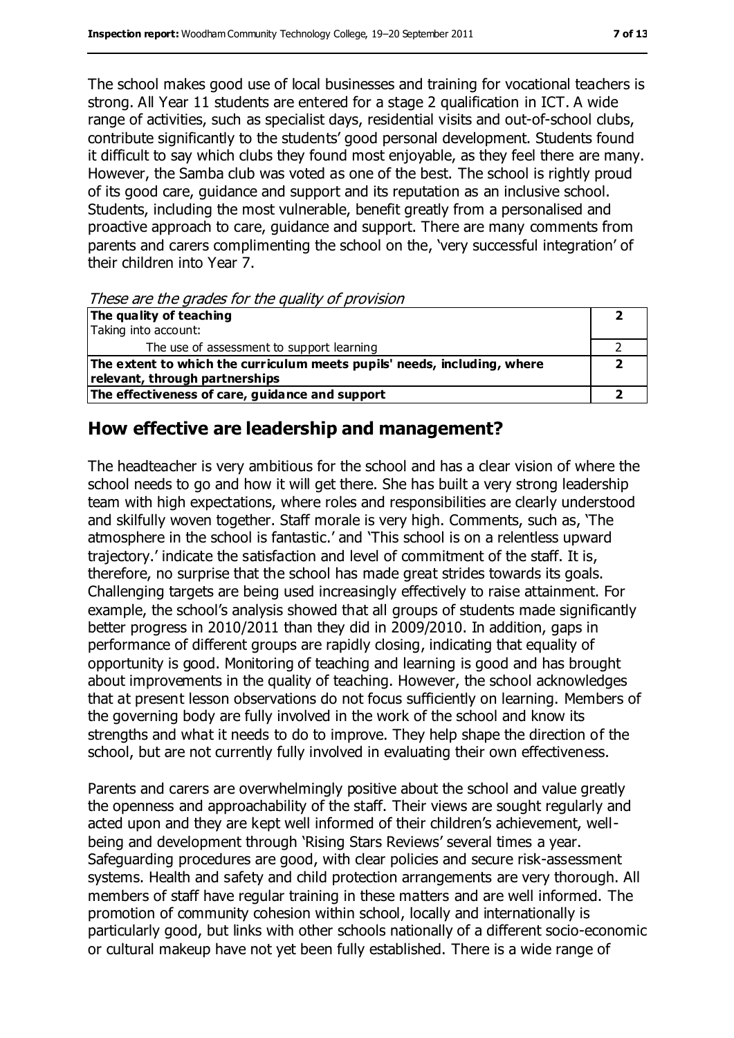The school makes good use of local businesses and training for vocational teachers is strong. All Year 11 students are entered for a stage 2 qualification in ICT. A wide range of activities, such as specialist days, residential visits and out-of-school clubs, contribute significantly to the students' good personal development. Students found it difficult to say which clubs they found most enjoyable, as they feel there are many. However, the Samba club was voted as one of the best. The school is rightly proud of its good care, guidance and support and its reputation as an inclusive school. Students, including the most vulnerable, benefit greatly from a personalised and proactive approach to care, guidance and support. There are many comments from parents and carers complimenting the school on the, 'very successful integration' of their children into Year 7.

*These are the grades for the quality of provision*

| | |
|---|---|
| **The quality of teaching**<br>Taking into account: | **2** |
| The use of assessment to support learning | 2 |
| **The extent to which the curriculum meets pupils' needs, including, where relevant, through partnerships** | **2** |
| **The effectiveness of care, guidance and support** | **2** |

## How effective are leadership and management?

The headteacher is very ambitious for the school and has a clear vision of where the school needs to go and how it will get there. She has built a very strong leadership team with high expectations, where roles and responsibilities are clearly understood and skilfully woven together. Staff morale is very high. Comments, such as, 'The atmosphere in the school is fantastic.' and 'This school is on a relentless upward trajectory.' indicate the satisfaction and level of commitment of the staff. It is, therefore, no surprise that the school has made great strides towards its goals. Challenging targets are being used increasingly effectively to raise attainment. For example, the school's analysis showed that all groups of students made significantly better progress in 2010/2011 than they did in 2009/2010. In addition, gaps in performance of different groups are rapidly closing, indicating that equality of opportunity is good. Monitoring of teaching and learning is good and has brought about improvements in the quality of teaching. However, the school acknowledges that at present lesson observations do not focus sufficiently on learning. Members of the governing body are fully involved in the work of the school and know its strengths and what it needs to do to improve. They help shape the direction of the school, but are not currently fully involved in evaluating their own effectiveness.

Parents and carers are overwhelmingly positive about the school and value greatly the openness and approachability of the staff. Their views are sought regularly and acted upon and they are kept well informed of their children's achievement, well-being and development through 'Rising Stars Reviews' several times a year. Safeguarding procedures are good, with clear policies and secure risk-assessment systems. Health and safety and child protection arrangements are very thorough. All members of staff have regular training in these matters and are well informed. The promotion of community cohesion within school, locally and internationally is particularly good, but links with other schools nationally of a different socio-economic or cultural makeup have not yet been fully established. There is a wide range of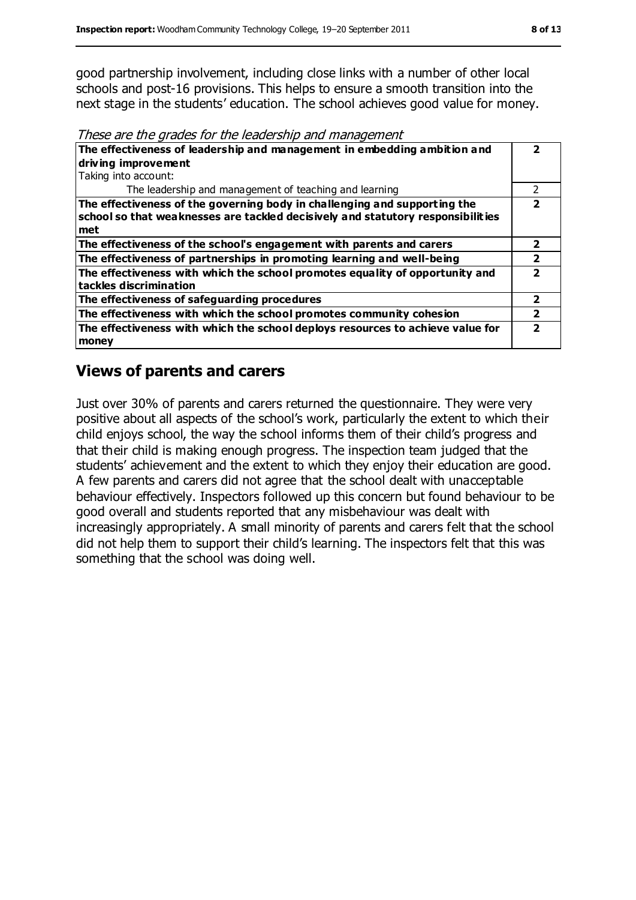good partnership involvement, including close links with a number of other local schools and post-16 provisions. This helps to ensure a smooth transition into the next stage in the students' education. The school achieves good value for money.

*These are the grades for the leadership and management*

| | |
|---|---|
| **The effectiveness of leadership and management in embedding ambition and driving improvement** | **2** |
| Taking into account: | |
| The leadership and management of teaching and learning | 2 |
| **The effectiveness of the governing body in challenging and supporting the school so that weaknesses are tackled decisively and statutory responsibilities met** | **2** |
| **The effectiveness of the school's engagement with parents and carers** | **2** |
| **The effectiveness of partnerships in promoting learning and well-being** | **2** |
| **The effectiveness with which the school promotes equality of opportunity and tackles discrimination** | **2** |
| **The effectiveness of safeguarding procedures** | **2** |
| **The effectiveness with which the school promotes community cohesion** | **2** |
| **The effectiveness with which the school deploys resources to achieve value for money** | **2** |

## Views of parents and carers

Just over 30% of parents and carers returned the questionnaire. They were very positive about all aspects of the school's work, particularly the extent to which their child enjoys school, the way the school informs them of their child's progress and that their child is making enough progress. The inspection team judged that the students' achievement and the extent to which they enjoy their education are good. A few parents and carers did not agree that the school dealt with unacceptable behaviour effectively. Inspectors followed up this concern but found behaviour to be good overall and students reported that any misbehaviour was dealt with increasingly appropriately. A small minority of parents and carers felt that the school did not help them to support their child's learning. The inspectors felt that this was something that the school was doing well.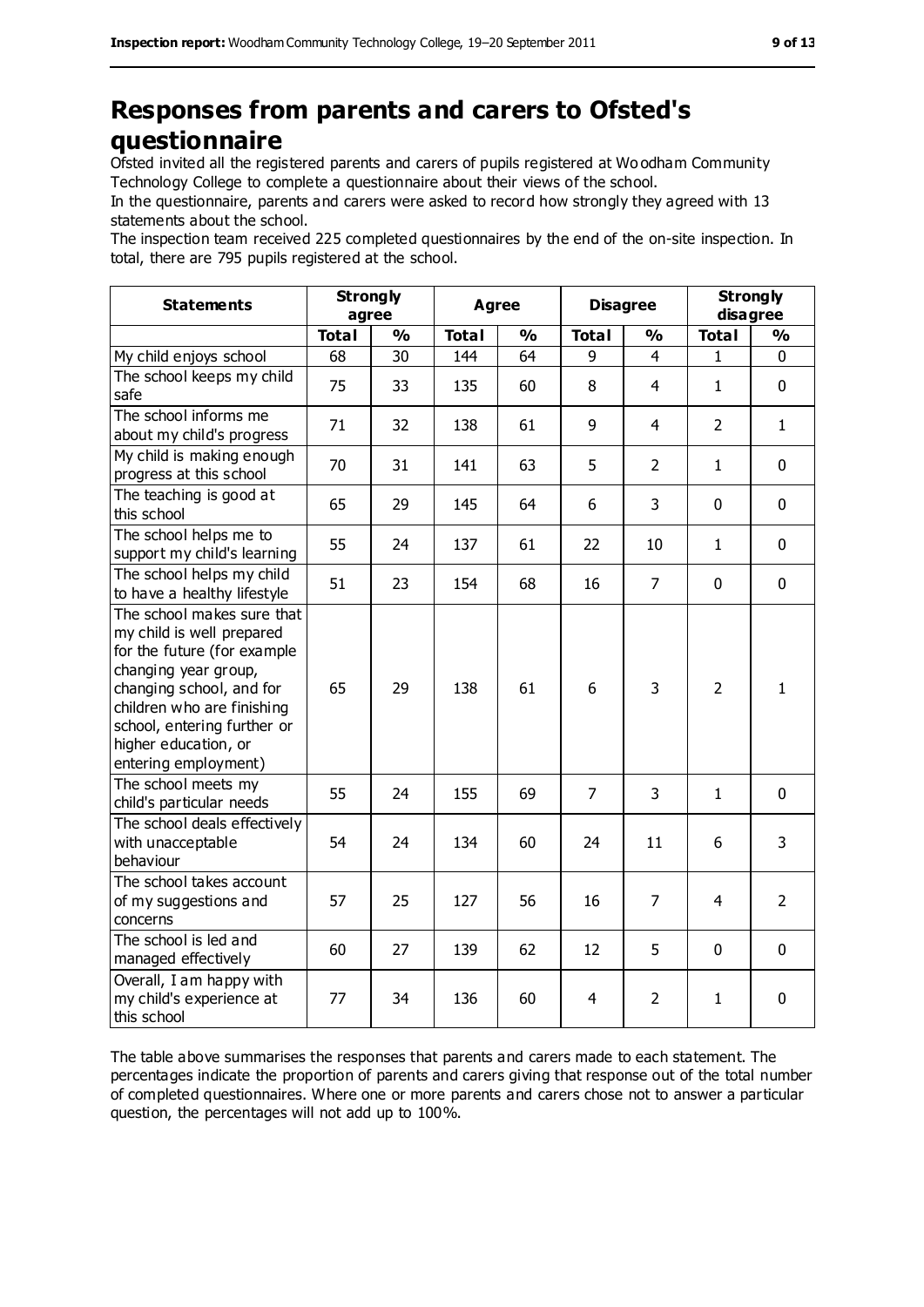# Responses from parents and carers to Ofsted's questionnaire

Ofsted invited all the registered parents and carers of pupils registered at Woodham Community Technology College to complete a questionnaire about their views of the school.

In the questionnaire, parents and carers were asked to record how strongly they agreed with 13 statements about the school.

The inspection team received 225 completed questionnaires by the end of the on-site inspection. In total, there are 795 pupils registered at the school.

| Statements | Strongly agree | | Agree | | Disagree | | Strongly disagree | |
|---|---|---|---|---|---|---|---|---|
| | Total | % | Total | % | Total | % | Total | % |
| My child enjoys school | 68 | 30 | 144 | 64 | 9 | 4 | 1 | 0 |
| The school keeps my child safe | 75 | 33 | 135 | 60 | 8 | 4 | 1 | 0 |
| The school informs me about my child's progress | 71 | 32 | 138 | 61 | 9 | 4 | 2 | 1 |
| My child is making enough progress at this school | 70 | 31 | 141 | 63 | 5 | 2 | 1 | 0 |
| The teaching is good at this school | 65 | 29 | 145 | 64 | 6 | 3 | 0 | 0 |
| The school helps me to support my child's learning | 55 | 24 | 137 | 61 | 22 | 10 | 1 | 0 |
| The school helps my child to have a healthy lifestyle | 51 | 23 | 154 | 68 | 16 | 7 | 0 | 0 |
| The school makes sure that my child is well prepared for the future (for example changing year group, changing school, and for children who are finishing school, entering further or higher education, or entering employment) | 65 | 29 | 138 | 61 | 6 | 3 | 2 | 1 |
| The school meets my child's particular needs | 55 | 24 | 155 | 69 | 7 | 3 | 1 | 0 |
| The school deals effectively with unacceptable behaviour | 54 | 24 | 134 | 60 | 24 | 11 | 6 | 3 |
| The school takes account of my suggestions and concerns | 57 | 25 | 127 | 56 | 16 | 7 | 4 | 2 |
| The school is led and managed effectively | 60 | 27 | 139 | 62 | 12 | 5 | 0 | 0 |
| Overall, I am happy with my child's experience at this school | 77 | 34 | 136 | 60 | 4 | 2 | 1 | 0 |

The table above summarises the responses that parents and carers made to each statement. The percentages indicate the proportion of parents and carers giving that response out of the total number of completed questionnaires. Where one or more parents and carers chose not to answer a particular question, the percentages will not add up to 100%.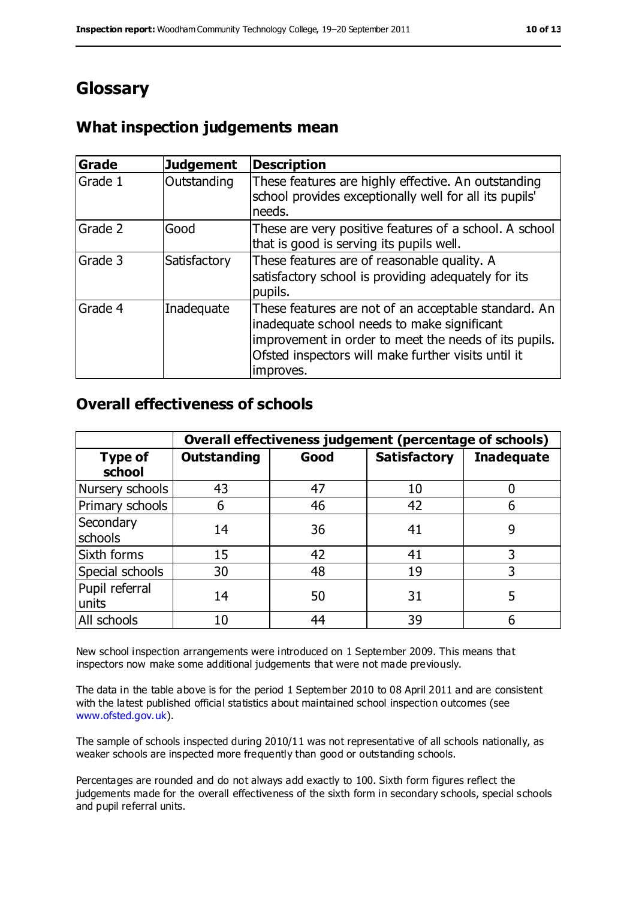# Glossary

## What inspection judgements mean

| Grade | Judgement | Description |
| --- | --- | --- |
| Grade 1 | Outstanding | These features are highly effective. An outstanding school provides exceptionally well for all its pupils' needs. |
| Grade 2 | Good | These are very positive features of a school. A school that is good is serving its pupils well. |
| Grade 3 | Satisfactory | These features are of reasonable quality. A satisfactory school is providing adequately for its pupils. |
| Grade 4 | Inadequate | These features are not of an acceptable standard. An inadequate school needs to make significant improvement in order to meet the needs of its pupils. Ofsted inspectors will make further visits until it improves. |

## Overall effectiveness of schools

| | Overall effectiveness judgement (percentage of schools) | | | |
| --- | --- | --- | --- | --- |
| **Type of school** | **Outstanding** | **Good** | **Satisfactory** | **Inadequate** |
| Nursery schools | 43 | 47 | 10 | 0 |
| Primary schools | 6 | 46 | 42 | 6 |
| Secondary schools | 14 | 36 | 41 | 9 |
| Sixth forms | 15 | 42 | 41 | 3 |
| Special schools | 30 | 48 | 19 | 3 |
| Pupil referral units | 14 | 50 | 31 | 5 |
| All schools | 10 | 44 | 39 | 6 |

New school inspection arrangements were introduced on 1 September 2009. This means that inspectors now make some additional judgements that were not made previously.

The data in the table above is for the period 1 September 2010 to 08 April 2011 and are consistent with the latest published official statistics about maintained school inspection outcomes (see www.ofsted.gov.uk).

The sample of schools inspected during 2010/11 was not representative of all schools nationally, as weaker schools are inspected more frequently than good or outstanding schools.

Percentages are rounded and do not always add exactly to 100. Sixth form figures reflect the judgements made for the overall effectiveness of the sixth form in secondary schools, special schools and pupil referral units.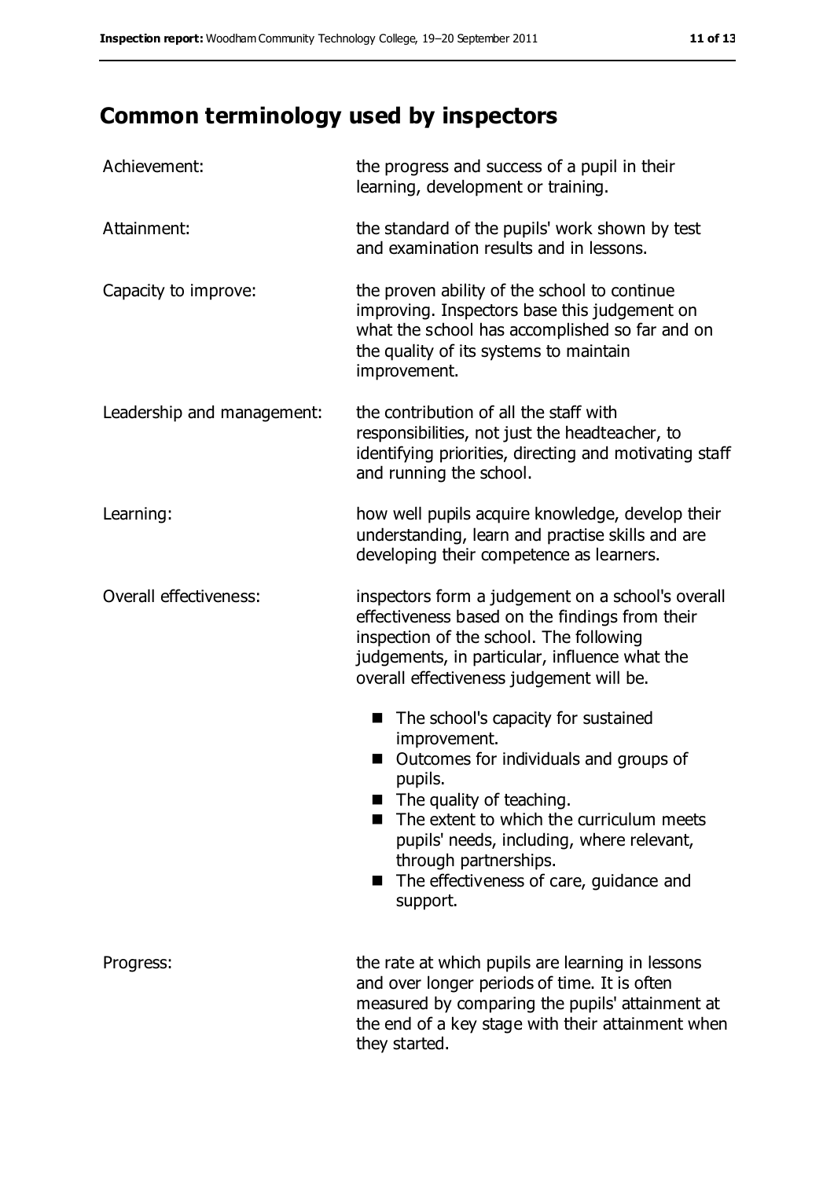# Common terminology used by inspectors

Achievement: the progress and success of a pupil in their learning, development or training.

Attainment: the standard of the pupils' work shown by test and examination results and in lessons.

Capacity to improve: the proven ability of the school to continue improving. Inspectors base this judgement on what the school has accomplished so far and on the quality of its systems to maintain improvement.

Leadership and management: the contribution of all the staff with responsibilities, not just the headteacher, to identifying priorities, directing and motivating staff and running the school.

Learning: how well pupils acquire knowledge, develop their understanding, learn and practise skills and are developing their competence as learners.

Overall effectiveness: inspectors form a judgement on a school's overall effectiveness based on the findings from their inspection of the school. The following judgements, in particular, influence what the overall effectiveness judgement will be.

- The school's capacity for sustained improvement.
- Outcomes for individuals and groups of pupils.
- The quality of teaching.
- The extent to which the curriculum meets pupils' needs, including, where relevant, through partnerships.
- The effectiveness of care, guidance and support.

Progress: the rate at which pupils are learning in lessons and over longer periods of time. It is often measured by comparing the pupils' attainment at the end of a key stage with their attainment when they started.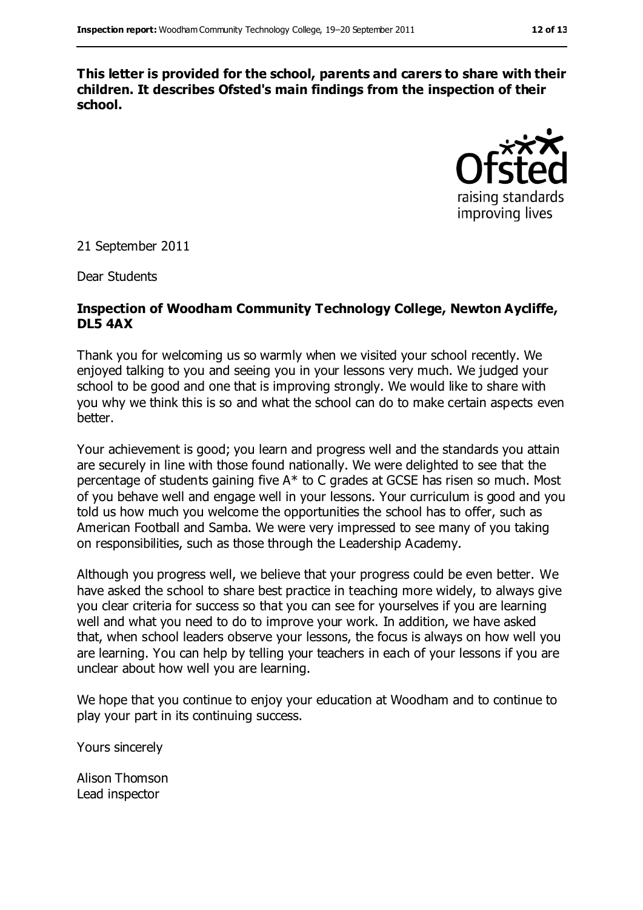**This letter is provided for the school, parents and carers to share with their children. It describes Ofsted's main findings from the inspection of their school.**

21 September 2011

Dear Students

**Inspection of Woodham Community Technology College, Newton Aycliffe, DL5 4AX**

Thank you for welcoming us so warmly when we visited your school recently. We enjoyed talking to you and seeing you in your lessons very much. We judged your school to be good and one that is improving strongly. We would like to share with you why we think this is so and what the school can do to make certain aspects even better.

Your achievement is good; you learn and progress well and the standards you attain are securely in line with those found nationally. We were delighted to see that the percentage of students gaining five A* to C grades at GCSE has risen so much. Most of you behave well and engage well in your lessons. Your curriculum is good and you told us how much you welcome the opportunities the school has to offer, such as American Football and Samba. We were very impressed to see many of you taking on responsibilities, such as those through the Leadership Academy.

Although you progress well, we believe that your progress could be even better. We have asked the school to share best practice in teaching more widely, to always give you clear criteria for success so that you can see for yourselves if you are learning well and what you need to do to improve your work. In addition, we have asked that, when school leaders observe your lessons, the focus is always on how well you are learning. You can help by telling your teachers in each of your lessons if you are unclear about how well you are learning.

We hope that you continue to enjoy your education at Woodham and to continue to play your part in its continuing success.

Yours sincerely

Alison Thomson
Lead inspector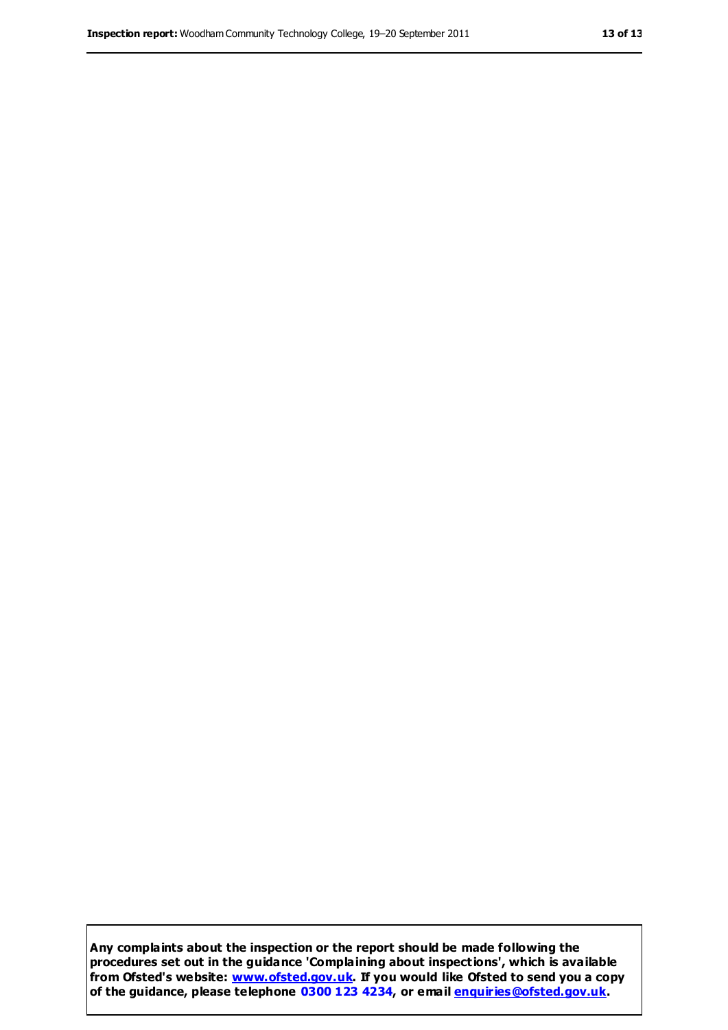**Any complaints about the inspection or the report should be made following the procedures set out in the guidance 'Complaining about inspections', which is available from Ofsted's website: www.ofsted.gov.uk. If you would like Ofsted to send you a copy of the guidance, please telephone 0300 123 4234, or email enquiries@ofsted.gov.uk.**